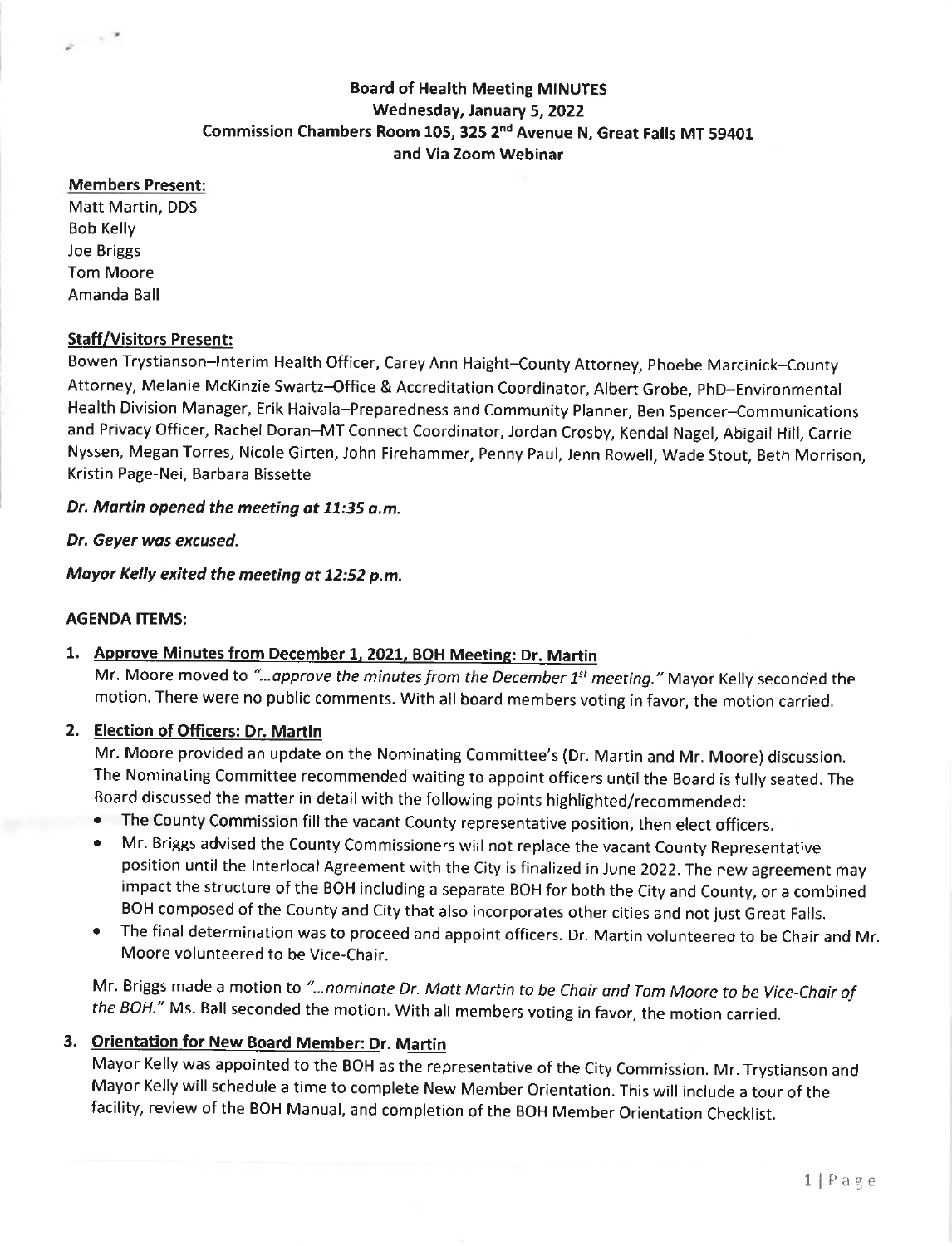# Board of Health Meeting MINUTES
## Wednesday, January 5, 2022
### Commission Chambers Room 105, 325 2nd Avenue N, Great Falls MT 59401
### and Via Zoom Webinar

**Members Present:**

Matt Martin, DDS
Bob Kelly
Joe Briggs
Tom Moore
Amanda Ball

**Staff/Visitors Present:**

Bowen Trystianson–Interim Health Officer, Carey Ann Haight–County Attorney, Phoebe Marcinick–County Attorney, Melanie McKinzie Swartz–Office & Accreditation Coordinator, Albert Grobe, PhD–Environmental Health Division Manager, Erik Haivala–Preparedness and Community Planner, Ben Spencer–Communications and Privacy Officer, Rachel Doran–MT Connect Coordinator, Jordan Crosby, Kendal Nagel, Abigail Hill, Carrie Nyssen, Megan Torres, Nicole Girten, John Firehammer, Penny Paul, Jenn Rowell, Wade Stout, Beth Morrison, Kristin Page-Nei, Barbara Bissette

***Dr. Martin opened the meeting at 11:35 a.m.***

***Dr. Geyer was excused.***

***Mayor Kelly exited the meeting at 12:52 p.m.***

**AGENDA ITEMS:**

1. **Approve Minutes from December 1, 2021, BOH Meeting: Dr. Martin**
   Mr. Moore moved to *"...approve the minutes from the December 1st meeting."* Mayor Kelly seconded the motion. There were no public comments. With all board members voting in favor, the motion carried.

2. **Election of Officers: Dr. Martin**
   Mr. Moore provided an update on the Nominating Committee's (Dr. Martin and Mr. Moore) discussion. The Nominating Committee recommended waiting to appoint officers until the Board is fully seated. The Board discussed the matter in detail with the following points highlighted/recommended:
   - The County Commission fill the vacant County representative position, then elect officers.
   - Mr. Briggs advised the County Commissioners will not replace the vacant County Representative position until the Interlocal Agreement with the City is finalized in June 2022. The new agreement may impact the structure of the BOH including a separate BOH for both the City and County, or a combined BOH composed of the County and City that also incorporates other cities and not just Great Falls.
   - The final determination was to proceed and appoint officers. Dr. Martin volunteered to be Chair and Mr. Moore volunteered to be Vice-Chair.

   Mr. Briggs made a motion to *"...nominate Dr. Matt Martin to be Chair and Tom Moore to be Vice-Chair of the BOH."* Ms. Ball seconded the motion. With all members voting in favor, the motion carried.

3. **Orientation for New Board Member: Dr. Martin**
   Mayor Kelly was appointed to the BOH as the representative of the City Commission. Mr. Trystianson and Mayor Kelly will schedule a time to complete New Member Orientation. This will include a tour of the facility, review of the BOH Manual, and completion of the BOH Member Orientation Checklist.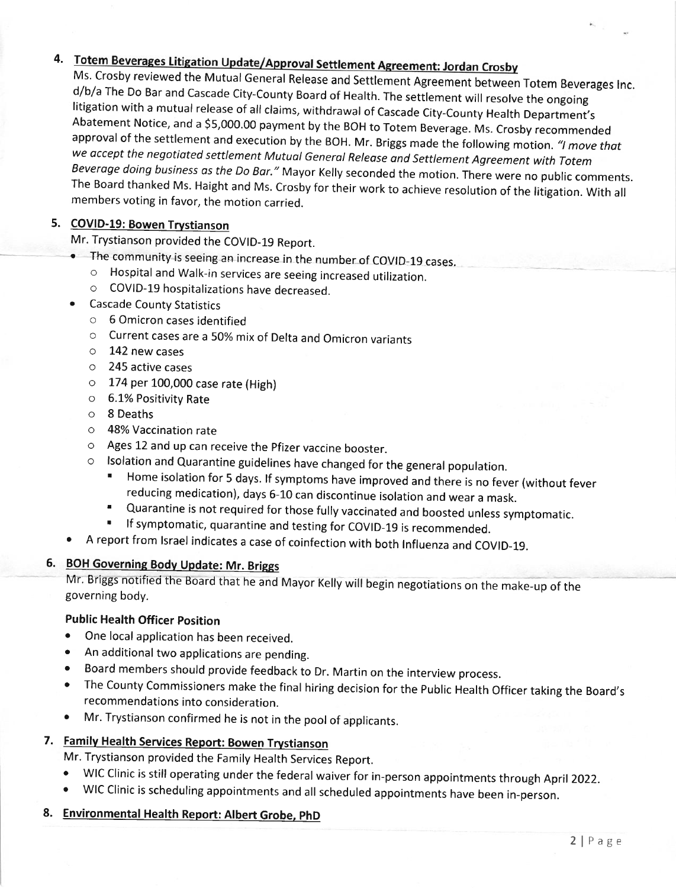4. **Totem Beverages Litigation Update/Approval Settlement Agreement: Jordan Crosby**

   Ms. Crosby reviewed the Mutual General Release and Settlement Agreement between Totem Beverages Inc. d/b/a The Do Bar and Cascade City-County Board of Health. The settlement will resolve the ongoing litigation with a mutual release of all claims, withdrawal of Cascade City-County Health Department's Abatement Notice, and a $5,000.00 payment by the BOH to Totem Beverage. Ms. Crosby recommended approval of the settlement and execution by the BOH. Mr. Briggs made the following motion. *"I move that we accept the negotiated settlement Mutual General Release and Settlement Agreement with Totem Beverage doing business as the Do Bar."* Mayor Kelly seconded the motion. There were no public comments. The Board thanked Ms. Haight and Ms. Crosby for their work to achieve resolution of the litigation. With all members voting in favor, the motion carried.

5. **COVID-19: Bowen Trystianson**

   Mr. Trystianson provided the COVID-19 Report.

   - The community is seeing an increase in the number of COVID-19 cases.
     - Hospital and Walk-in services are seeing increased utilization.
     - COVID-19 hospitalizations have decreased.
   - Cascade County Statistics
     - 6 Omicron cases identified
     - Current cases are a 50% mix of Delta and Omicron variants
     - 142 new cases
     - 245 active cases
     - 174 per 100,000 case rate (High)
     - 6.1% Positivity Rate
     - 8 Deaths
     - 48% Vaccination rate
     - Ages 12 and up can receive the Pfizer vaccine booster.
     - Isolation and Quarantine guidelines have changed for the general population.
       - Home isolation for 5 days. If symptoms have improved and there is no fever (without fever reducing medication), days 6-10 can discontinue isolation and wear a mask.
       - Quarantine is not required for those fully vaccinated and boosted unless symptomatic.
       - If symptomatic, quarantine and testing for COVID-19 is recommended.
   - A report from Israel indicates a case of coinfection with both Influenza and COVID-19.

6. **BOH Governing Body Update: Mr. Briggs**

   Mr. Briggs notified the Board that he and Mayor Kelly will begin negotiations on the make-up of the governing body.

   **Public Health Officer Position**

   - One local application has been received.
   - An additional two applications are pending.
   - Board members should provide feedback to Dr. Martin on the interview process.
   - The County Commissioners make the final hiring decision for the Public Health Officer taking the Board's recommendations into consideration.
   - Mr. Trystianson confirmed he is not in the pool of applicants.

7. **Family Health Services Report: Bowen Trystianson**

   Mr. Trystianson provided the Family Health Services Report.

   - WIC Clinic is still operating under the federal waiver for in-person appointments through April 2022.
   - WIC Clinic is scheduling appointments and all scheduled appointments have been in-person.

8. **Environmental Health Report: Albert Grobe, PhD**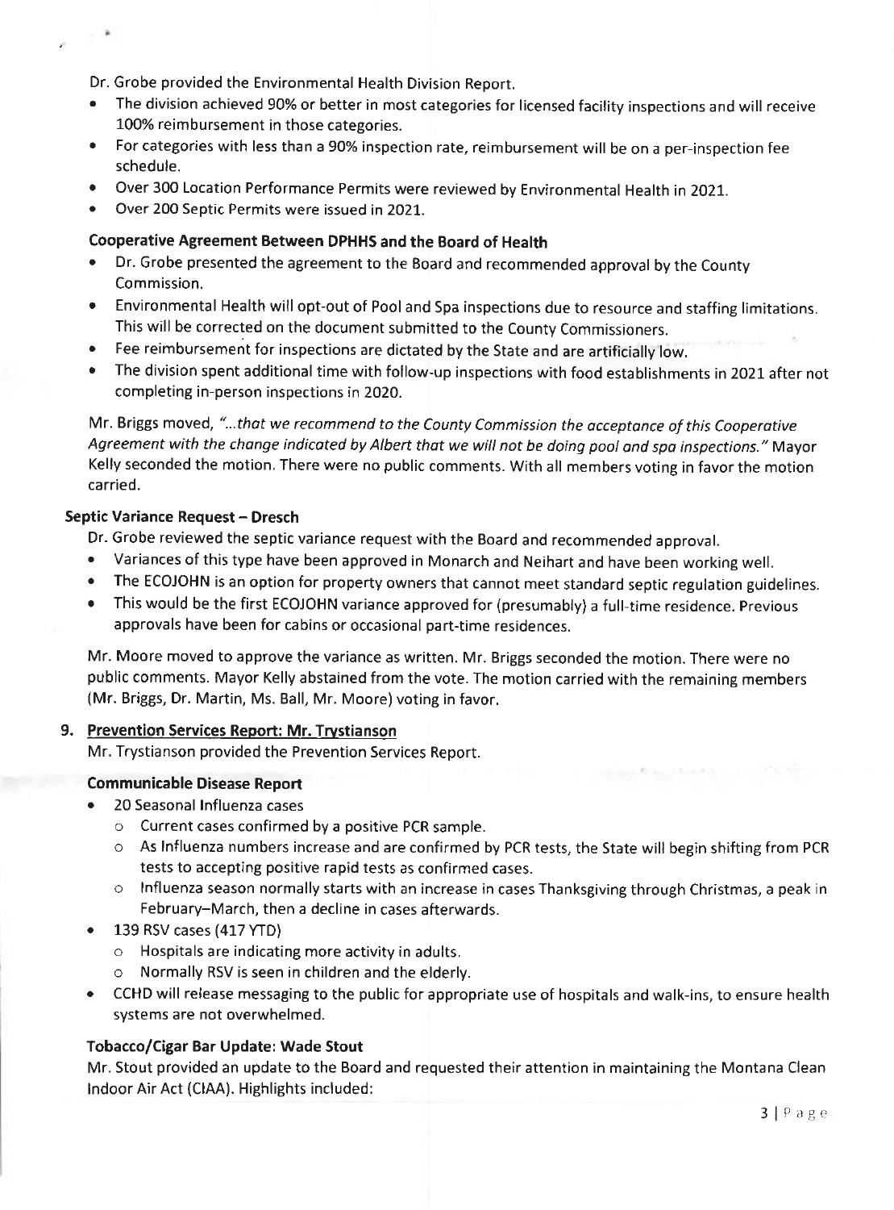Dr. Grobe provided the Environmental Health Division Report.

- The division achieved 90% or better in most categories for licensed facility inspections and will receive 100% reimbursement in those categories.
- For categories with less than a 90% inspection rate, reimbursement will be on a per-inspection fee schedule.
- Over 300 Location Performance Permits were reviewed by Environmental Health in 2021.
- Over 200 Septic Permits were issued in 2021.

**Cooperative Agreement Between DPHHS and the Board of Health**

- Dr. Grobe presented the agreement to the Board and recommended approval by the County Commission.
- Environmental Health will opt-out of Pool and Spa inspections due to resource and staffing limitations. This will be corrected on the document submitted to the County Commissioners.
- Fee reimbursement for inspections are dictated by the State and are artificially low.
- The division spent additional time with follow-up inspections with food establishments in 2021 after not completing in-person inspections in 2020.

Mr. Briggs moved, *"...that we recommend to the County Commission the acceptance of this Cooperative Agreement with the change indicated by Albert that we will not be doing pool and spa inspections."* Mayor Kelly seconded the motion. There were no public comments. With all members voting in favor the motion carried.

**Septic Variance Request – Dresch**

Dr. Grobe reviewed the septic variance request with the Board and recommended approval.

- Variances of this type have been approved in Monarch and Neihart and have been working well.
- The ECOJOHN is an option for property owners that cannot meet standard septic regulation guidelines.
- This would be the first ECOJOHN variance approved for (presumably) a full-time residence. Previous approvals have been for cabins or occasional part-time residences.

Mr. Moore moved to approve the variance as written. Mr. Briggs seconded the motion. There were no public comments. Mayor Kelly abstained from the vote. The motion carried with the remaining members (Mr. Briggs, Dr. Martin, Ms. Ball, Mr. Moore) voting in favor.

9. **Prevention Services Report: Mr. Trystianson**

Mr. Trystianson provided the Prevention Services Report.

**Communicable Disease Report**

- 20 Seasonal Influenza cases
  - Current cases confirmed by a positive PCR sample.
  - As Influenza numbers increase and are confirmed by PCR tests, the State will begin shifting from PCR tests to accepting positive rapid tests as confirmed cases.
  - Influenza season normally starts with an increase in cases Thanksgiving through Christmas, a peak in February–March, then a decline in cases afterwards.
- 139 RSV cases (417 YTD)
  - Hospitals are indicating more activity in adults.
  - Normally RSV is seen in children and the elderly.
- CCHD will release messaging to the public for appropriate use of hospitals and walk-ins, to ensure health systems are not overwhelmed.

**Tobacco/Cigar Bar Update: Wade Stout**

Mr. Stout provided an update to the Board and requested their attention in maintaining the Montana Clean Indoor Air Act (CIAA). Highlights included: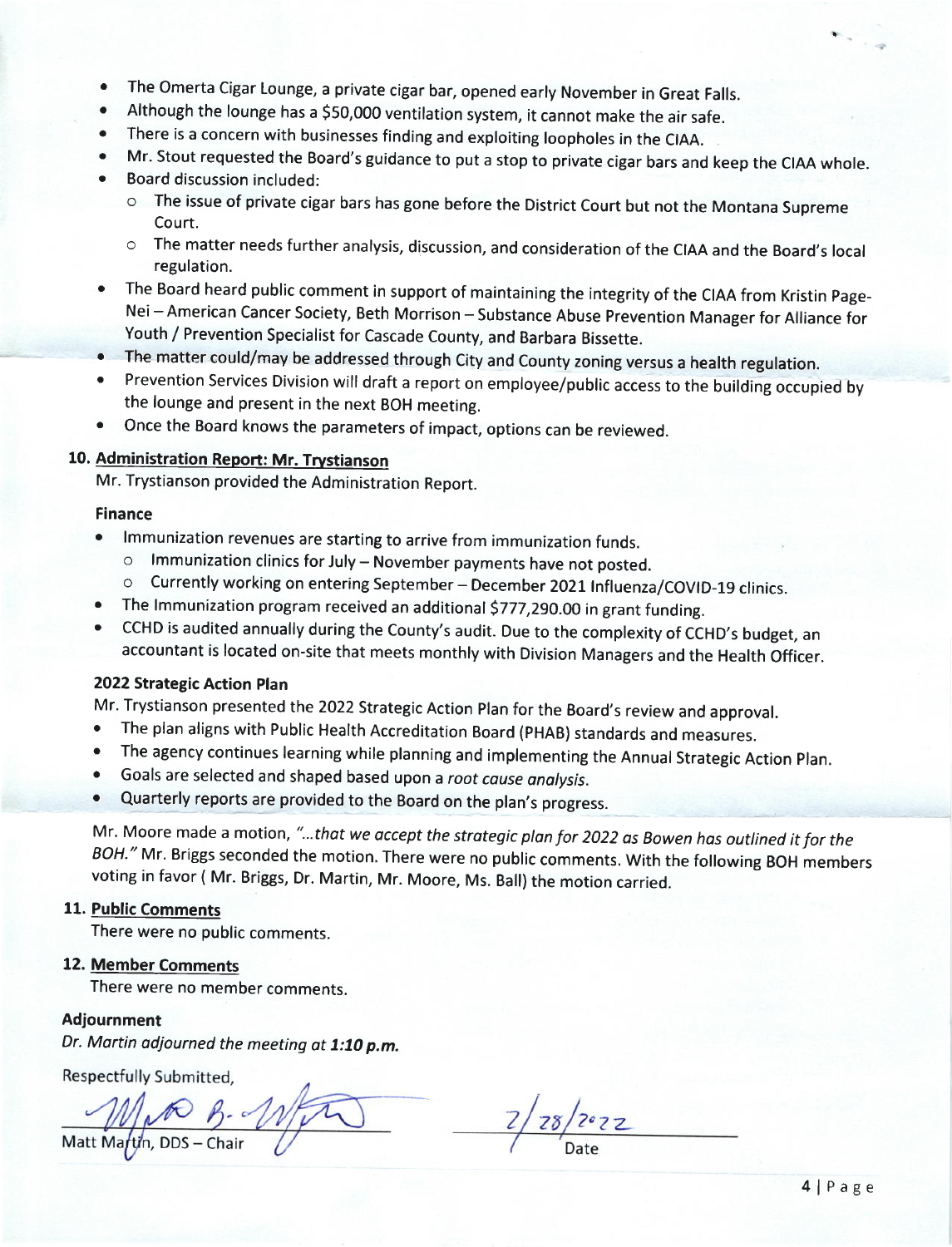- The Omerta Cigar Lounge, a private cigar bar, opened early November in Great Falls.
- Although the lounge has a $50,000 ventilation system, it cannot make the air safe.
- There is a concern with businesses finding and exploiting loopholes in the CIAA.
- Mr. Stout requested the Board's guidance to put a stop to private cigar bars and keep the CIAA whole.
- Board discussion included:
  - The issue of private cigar bars has gone before the District Court but not the Montana Supreme Court.
  - The matter needs further analysis, discussion, and consideration of the CIAA and the Board's local regulation.
- The Board heard public comment in support of maintaining the integrity of the CIAA from Kristin Page-Nei – American Cancer Society, Beth Morrison – Substance Abuse Prevention Manager for Alliance for Youth / Prevention Specialist for Cascade County, and Barbara Bissette.
- The matter could/may be addressed through City and County zoning versus a health regulation.
- Prevention Services Division will draft a report on employee/public access to the building occupied by the lounge and present in the next BOH meeting.
- Once the Board knows the parameters of impact, options can be reviewed.

**10. Administration Report: Mr. Trystianson**

Mr. Trystianson provided the Administration Report.

**Finance**

- Immunization revenues are starting to arrive from immunization funds.
  - Immunization clinics for July – November payments have not posted.
  - Currently working on entering September – December 2021 Influenza/COVID-19 clinics.
- The Immunization program received an additional $777,290.00 in grant funding.
- CCHD is audited annually during the County's audit. Due to the complexity of CCHD's budget, an accountant is located on-site that meets monthly with Division Managers and the Health Officer.

**2022 Strategic Action Plan**

Mr. Trystianson presented the 2022 Strategic Action Plan for the Board's review and approval.

- The plan aligns with Public Health Accreditation Board (PHAB) standards and measures.
- The agency continues learning while planning and implementing the Annual Strategic Action Plan.
- Goals are selected and shaped based upon a *root cause analysis*.
- Quarterly reports are provided to the Board on the plan's progress.

Mr. Moore made a motion, *"...that we accept the strategic plan for 2022 as Bowen has outlined it for the BOH."* Mr. Briggs seconded the motion. There were no public comments. With the following BOH members voting in favor ( Mr. Briggs, Dr. Martin, Mr. Moore, Ms. Ball) the motion carried.

**11. Public Comments**

There were no public comments.

**12. Member Comments**

There were no member comments.

**Adjournment**

*Dr. Martin adjourned the meeting at **1:10 p.m.***

Respectfully Submitted,

Matt Martin, DDS – Chair

2/28/2022
Date